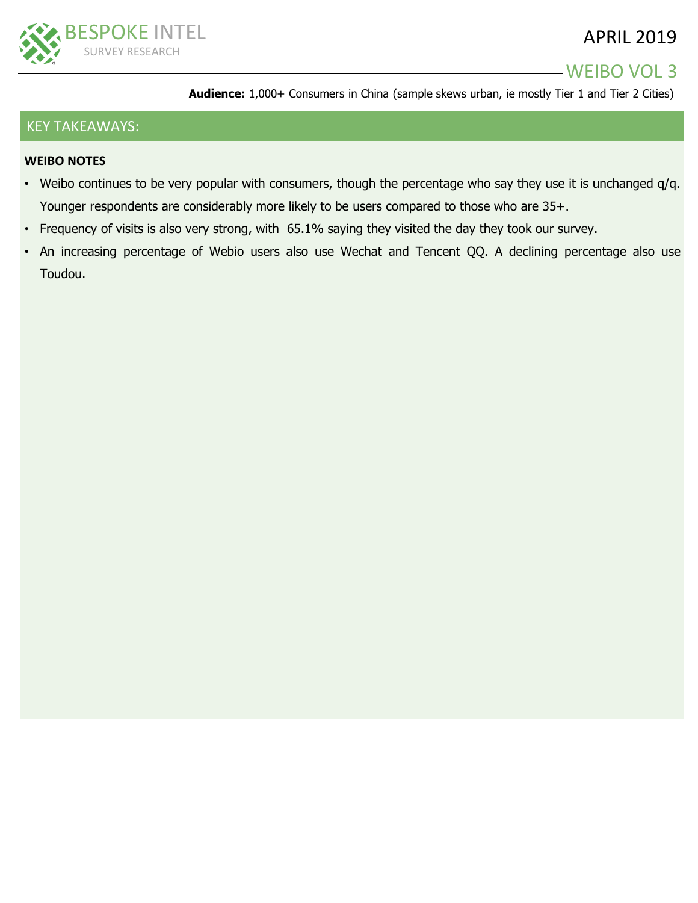BESPOKE INTEL
SURVEY RESEARCH

APRIL 2019

# WEIBO VOL 3

**Audience:** 1,000+ Consumers in China (sample skews urban, ie mostly Tier 1 and Tier 2 Cities)

## KEY TAKEAWAYS:

**WEIBO NOTES**

- Weibo continues to be very popular with consumers, though the percentage who say they use it is unchanged q/q. Younger respondents are considerably more likely to be users compared to those who are 35+.
- Frequency of visits is also very strong, with 65.1% saying they visited the day they took our survey.
- An increasing percentage of Webio users also use Wechat and Tencent QQ. A declining percentage also use Toudou.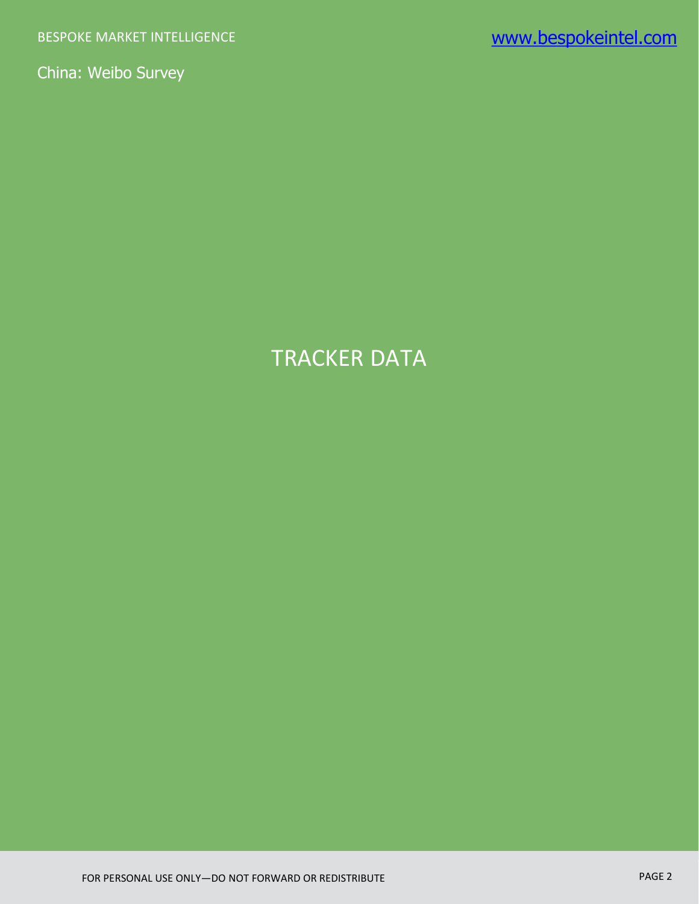# TRACKER DATA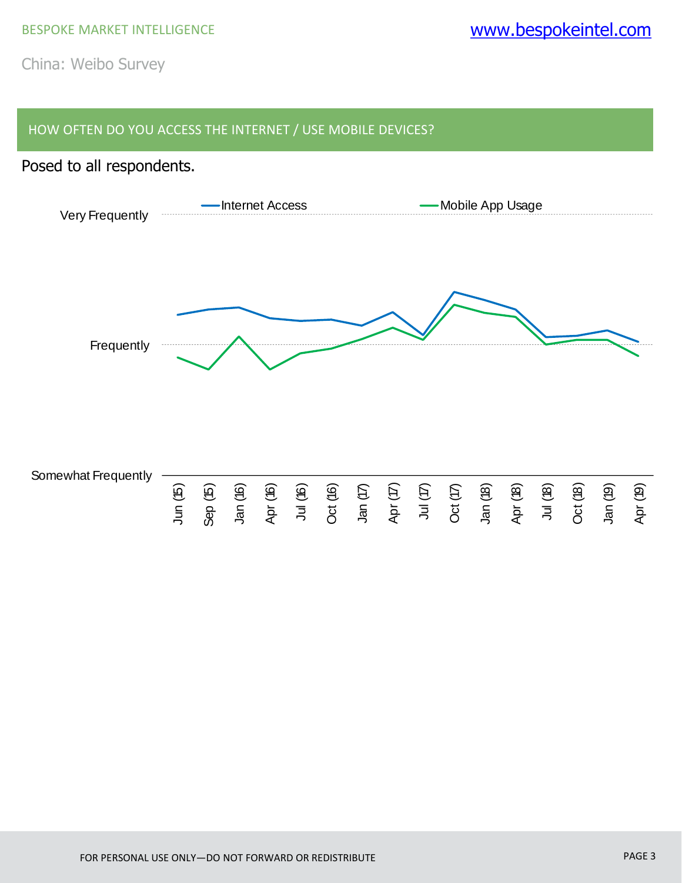## HOW OFTEN DO YOU ACCESS THE INTERNET / USE MOBILE DEVICES?

Posed to all respondents.

Internet Access — Mobile App Usage

Very Frequently

Frequently

Somewhat Frequently

Jun (15) Sep (15) Jan (16) Apr (16) Jul (16) Oct (16) Jan (17) Apr (17) Jul (17) Oct (17) Jan (18) Apr (18) Jul (18) Oct (18) Jan (19) Apr (19)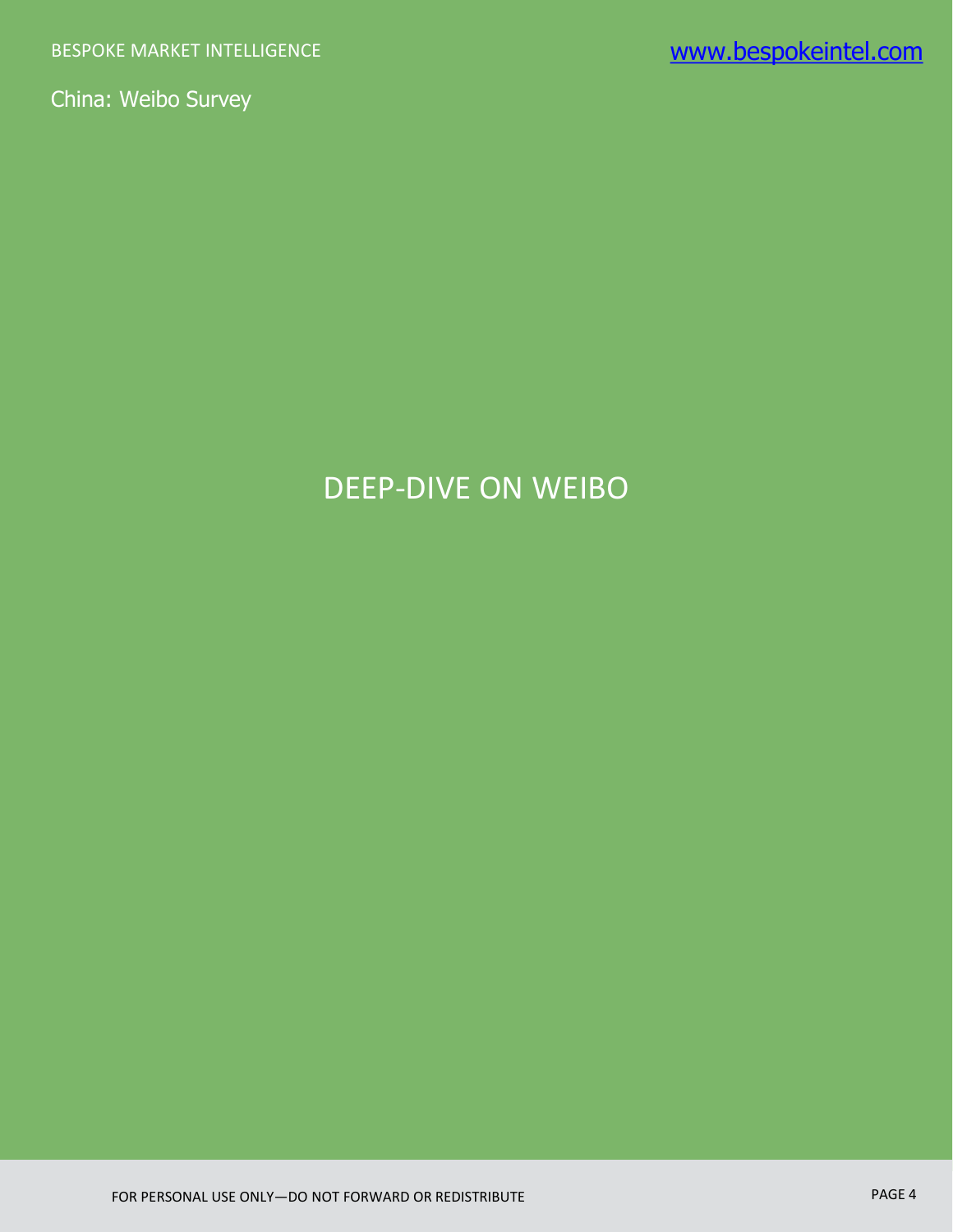# DEEP-DIVE ON WEIBO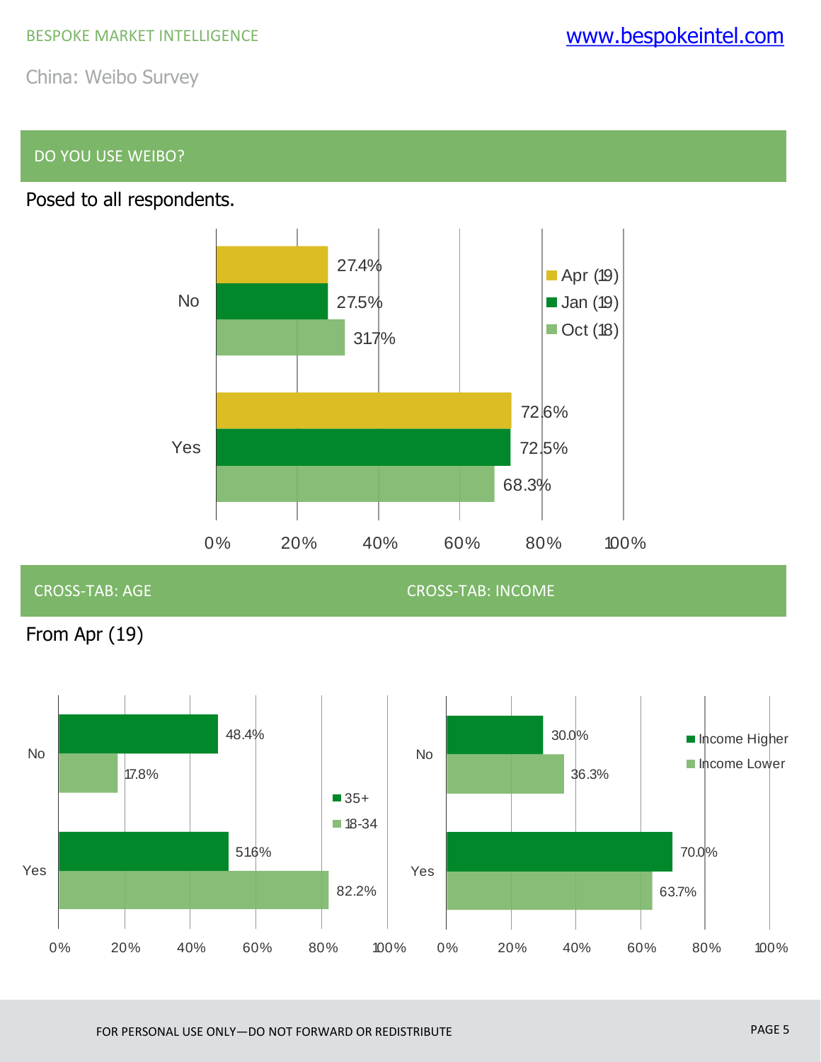## DO YOU USE WEIBO?

Posed to all respondents.

| | Apr (19) | Jan (19) | Oct (18) |
|---|---|---|---|
| No | 27.4% | 27.5% | 31.7% |
| Yes | 72.6% | 72.5% | 68.3% |

## CROSS-TAB: AGE

From Apr (19)

| | 35+ | 18-34 |
|---|---|---|
| No | 48.4% | 17.8% |
| Yes | 51.6% | 82.2% |

## CROSS-TAB: INCOME

| | Income Higher | Income Lower |
|---|---|---|
| No | 30.0% | 36.3% |
| Yes | 70.0% | 63.7% |

FOR PERSONAL USE ONLY—DO NOT FORWARD OR REDISTRIBUTE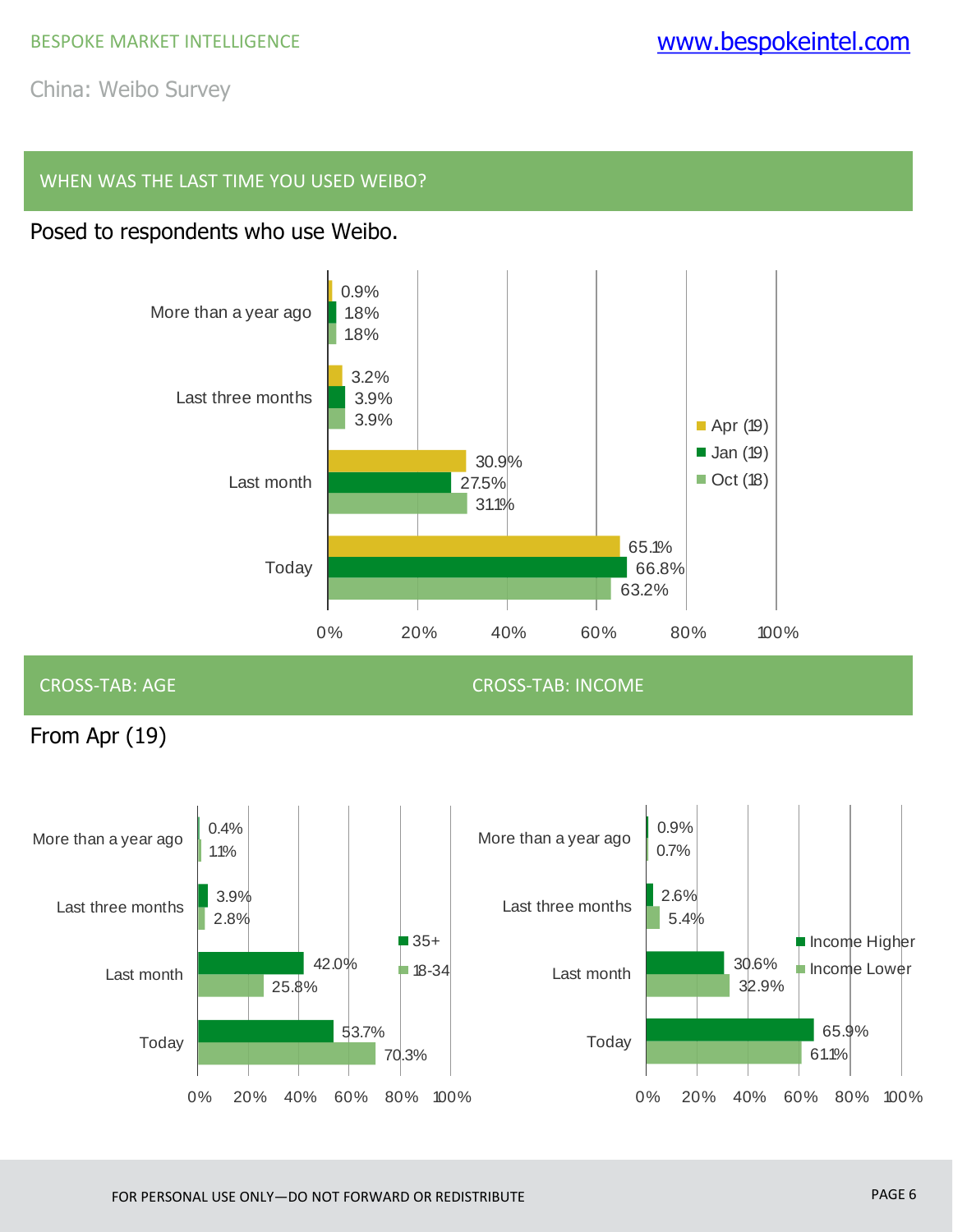China: Weibo Survey

## WHEN WAS THE LAST TIME YOU USED WEIBO?

Posed to respondents who use Weibo.

| | Apr (19) | Jan (19) | Oct (18) |
|---|---|---|---|
| More than a year ago | 0.9% | 1.8% | 1.8% |
| Last three months | 3.2% | 3.9% | 3.9% |
| Last month | 30.9% | 27.5% | 31.1% |
| Today | 65.1% | 66.8% | 63.2% |

## CROSS-TAB: AGE

From Apr (19)

| | 35+ | 18-34 |
|---|---|---|
| More than a year ago | 0.4% | 1.1% |
| Last three months | 3.9% | 2.8% |
| Last month | 42.0% | 25.8% |
| Today | 53.7% | 70.3% |

## CROSS-TAB: INCOME

| | Income Higher | Income Lower |
|---|---|---|
| More than a year ago | 0.9% | 0.7% |
| Last three months | 2.6% | 5.4% |
| Last month | 30.6% | 32.9% |
| Today | 65.9% | 61.1% |

FOR PERSONAL USE ONLY—DO NOT FORWARD OR REDISTRIBUTE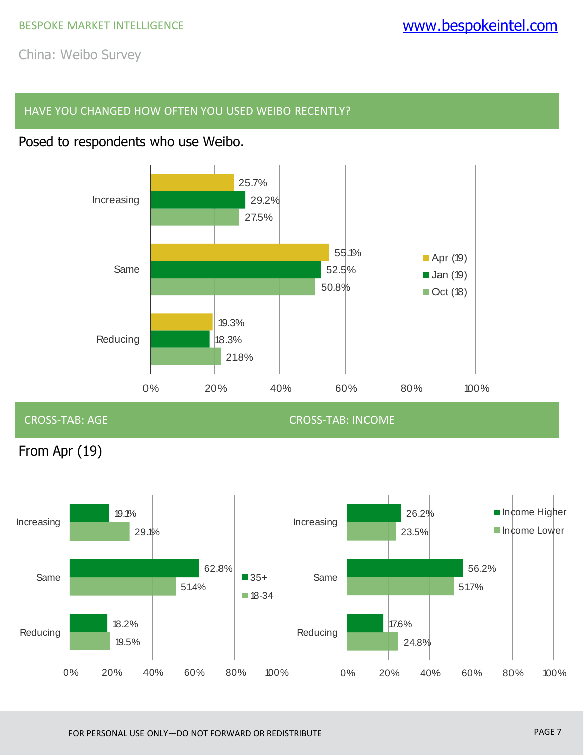## HAVE YOU CHANGED HOW OFTEN YOU USED WEIBO RECENTLY?

Posed to respondents who use Weibo.

| | Apr (19) | Jan (19) | Oct (18) |
|---|---|---|---|
| Increasing | 25.7% | 29.2% | 27.5% |
| Same | 55.1% | 52.5% | 50.8% |
| Reducing | 19.3% | 18.3% | 21.8% |

## CROSS-TAB: AGE

From Apr (19)

| | 35+ | 18-34 |
|---|---|---|
| Increasing | 19.1% | 29.1% |
| Same | 62.8% | 51.4% |
| Reducing | 18.2% | 19.5% |

## CROSS-TAB: INCOME

| | Income Higher | Income Lower |
|---|---|---|
| Increasing | 26.2% | 23.5% |
| Same | 56.2% | 51.7% |
| Reducing | 17.6% | 24.8% |

FOR PERSONAL USE ONLY—DO NOT FORWARD OR REDISTRIBUTE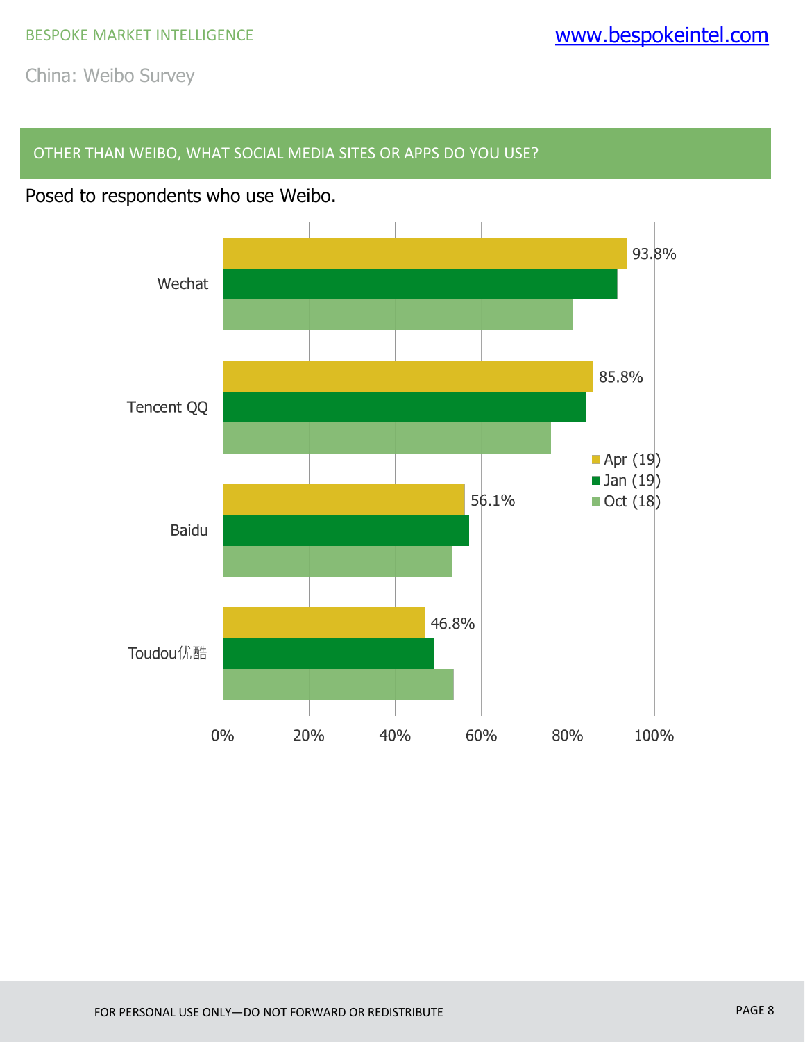## OTHER THAN WEIBO, WHAT SOCIAL MEDIA SITES OR APPS DO YOU USE?

Posed to respondents who use Weibo.

Wechat
93.8%

Tencent QQ
85.8%

Baidu
56.1%

Toudou优酷
46.8%

Apr (19)
Jan (19)
Oct (18)

0%
20%
40%
60%
80%
100%

FOR PERSONAL USE ONLY—DO NOT FORWARD OR REDISTRIBUTE